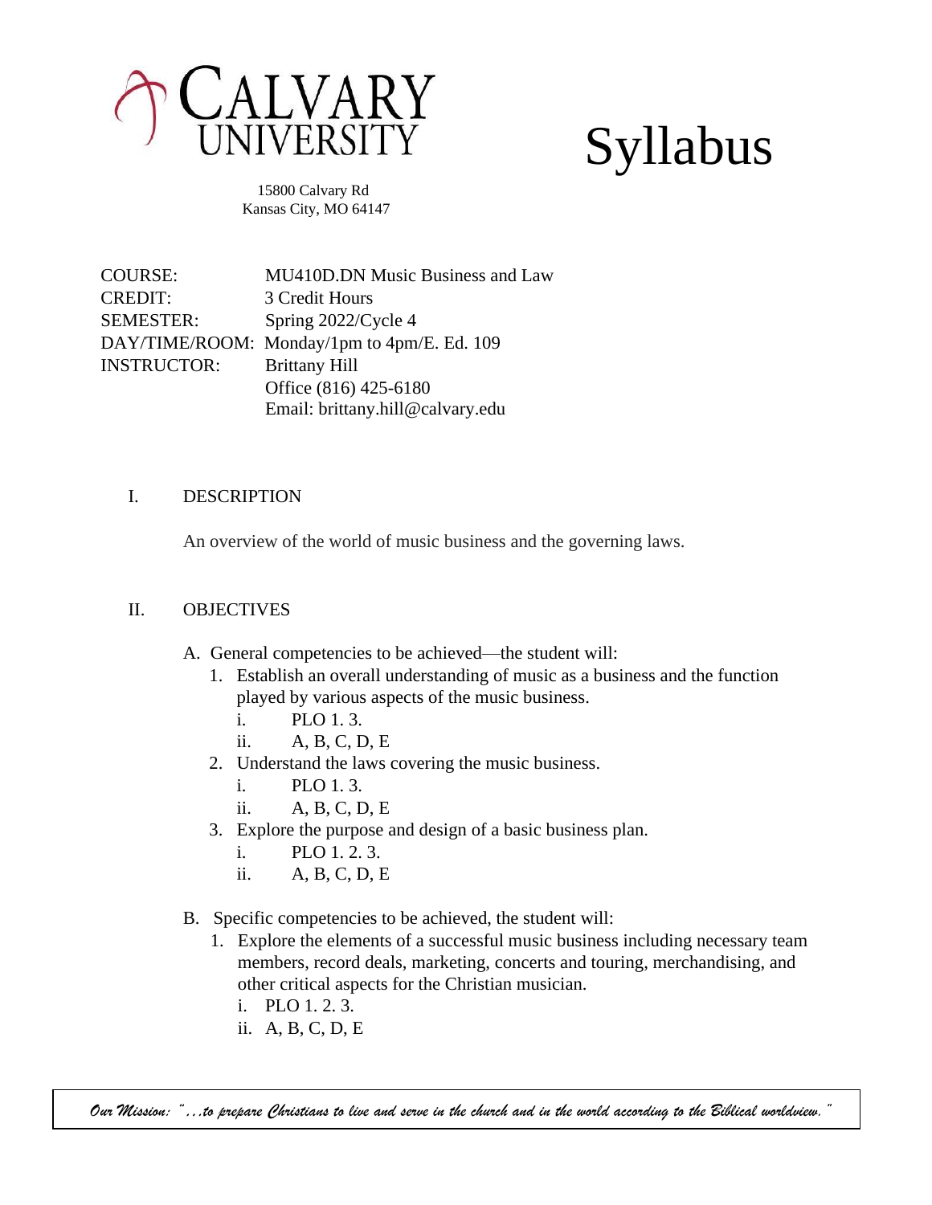# CALVARY UNIVERSITY

# Syllabus

15800 Calvary Rd
Kansas City, MO 64147

| | |
|---|---|
| COURSE: | MU410D.DN Music Business and Law |
| CREDIT: | 3 Credit Hours |
| SEMESTER: | Spring 2022/Cycle 4 |
| DAY/TIME/ROOM: | Monday/1pm to 4pm/E. Ed. 109 |
| INSTRUCTOR: | Brittany Hill |
| | Office (816) 425-6180 |
| | Email: brittany.hill@calvary.edu |

## I. DESCRIPTION

An overview of the world of music business and the governing laws.

## II. OBJECTIVES

A. General competencies to be achieved—the student will:

1. Establish an overall understanding of music as a business and the function played by various aspects of the music business.
   - i. PLO 1. 3.
   - ii. A, B, C, D, E
2. Understand the laws covering the music business.
   - i. PLO 1. 3.
   - ii. A, B, C, D, E
3. Explore the purpose and design of a basic business plan.
   - i. PLO 1. 2. 3.
   - ii. A, B, C, D, E

B. Specific competencies to be achieved, the student will:

1. Explore the elements of a successful music business including necessary team members, record deals, marketing, concerts and touring, merchandising, and other critical aspects for the Christian musician.
   - i. PLO 1. 2. 3.
   - ii. A, B, C, D, E

*Our Mission: "…to prepare Christians to live and serve in the church and in the world according to the Biblical worldview."*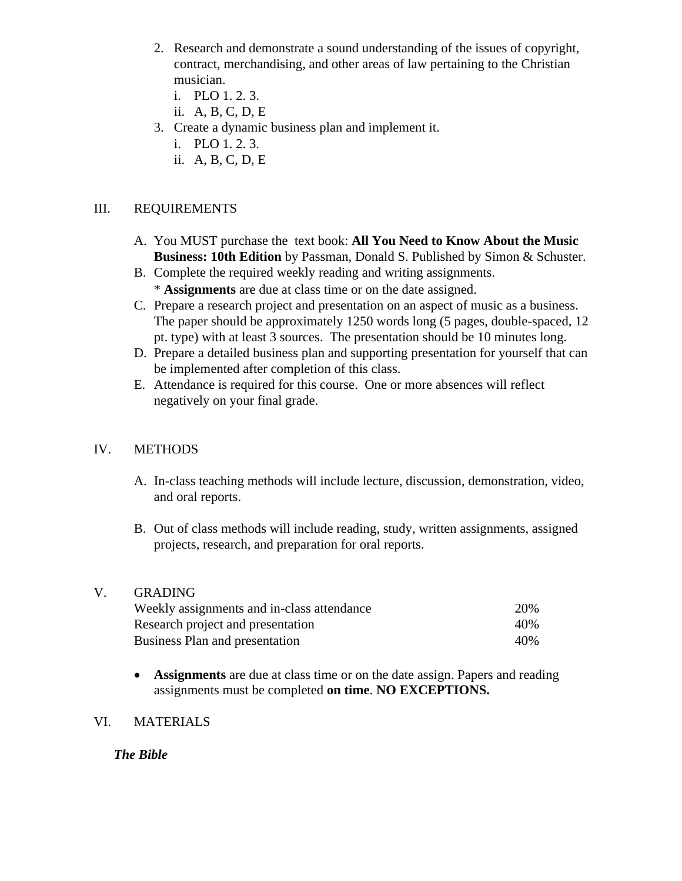2. Research and demonstrate a sound understanding of the issues of copyright, contract, merchandising, and other areas of law pertaining to the Christian musician.
   i. PLO 1. 2. 3.
   ii. A, B, C, D, E
3. Create a dynamic business plan and implement it.
   i. PLO 1. 2. 3.
   ii. A, B, C, D, E

## III. REQUIREMENTS

A. You MUST purchase the text book: **All You Need to Know About the Music Business: 10th Edition** by Passman, Donald S. Published by Simon & Schuster.

B. Complete the required weekly reading and writing assignments.
   * **Assignments** are due at class time or on the date assigned.

C. Prepare a research project and presentation on an aspect of music as a business. The paper should be approximately 1250 words long (5 pages, double-spaced, 12 pt. type) with at least 3 sources. The presentation should be 10 minutes long.

D. Prepare a detailed business plan and supporting presentation for yourself that can be implemented after completion of this class.

E. Attendance is required for this course. One or more absences will reflect negatively on your final grade.

## IV. METHODS

A. In-class teaching methods will include lecture, discussion, demonstration, video, and oral reports.

B. Out of class methods will include reading, study, written assignments, assigned projects, research, and preparation for oral reports.

## V. GRADING

| | |
|---|---|
| Weekly assignments and in-class attendance | 20% |
| Research project and presentation | 40% |
| Business Plan and presentation | 40% |

- **Assignments** are due at class time or on the date assign. Papers and reading assignments must be completed **on time**. **NO EXCEPTIONS.**

## VI. MATERIALS

***The Bible***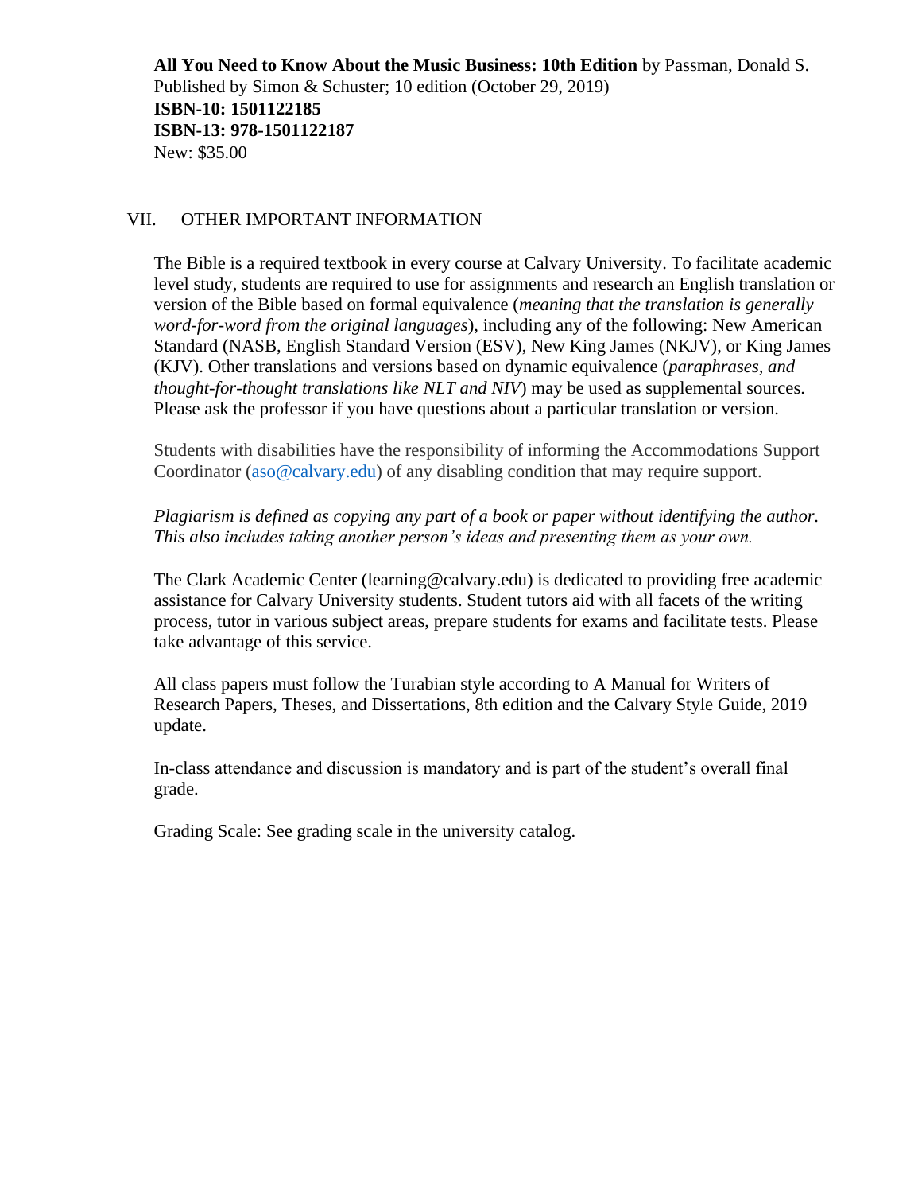**All You Need to Know About the Music Business: 10th Edition** by Passman, Donald S.
Published by Simon & Schuster; 10 edition (October 29, 2019)
**ISBN-10: 1501122185**
**ISBN-13: 978-1501122187**
New: $35.00

## VII. OTHER IMPORTANT INFORMATION

The Bible is a required textbook in every course at Calvary University. To facilitate academic level study, students are required to use for assignments and research an English translation or version of the Bible based on formal equivalence (*meaning that the translation is generally word-for-word from the original languages*), including any of the following: New American Standard (NASB, English Standard Version (ESV), New King James (NKJV), or King James (KJV). Other translations and versions based on dynamic equivalence (*paraphrases, and thought-for-thought translations like NLT and NIV*) may be used as supplemental sources. Please ask the professor if you have questions about a particular translation or version.

Students with disabilities have the responsibility of informing the Accommodations Support Coordinator (aso@calvary.edu) of any disabling condition that may require support.

*Plagiarism is defined as copying any part of a book or paper without identifying the author. This also includes taking another person's ideas and presenting them as your own.*

The Clark Academic Center (learning@calvary.edu) is dedicated to providing free academic assistance for Calvary University students. Student tutors aid with all facets of the writing process, tutor in various subject areas, prepare students for exams and facilitate tests. Please take advantage of this service.

All class papers must follow the Turabian style according to A Manual for Writers of Research Papers, Theses, and Dissertations, 8th edition and the Calvary Style Guide, 2019 update.

In-class attendance and discussion is mandatory and is part of the student's overall final grade.

Grading Scale: See grading scale in the university catalog.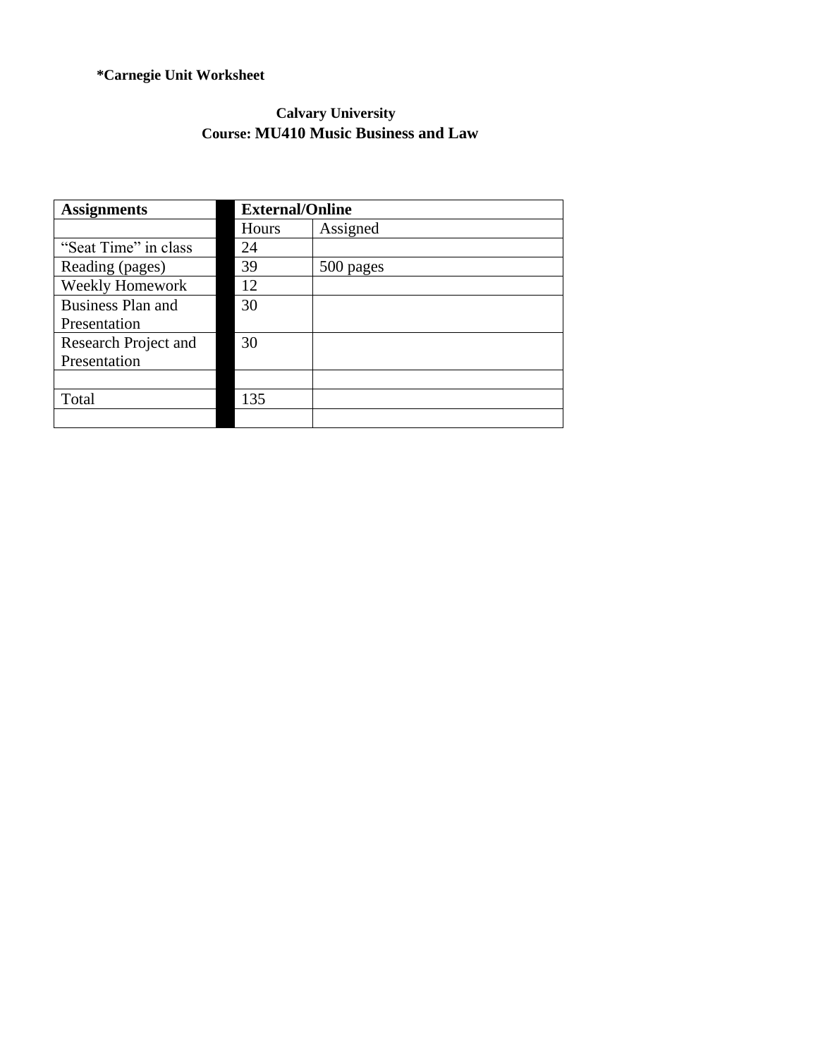**\*Carnegie Unit Worksheet**

**Calvary University**
**Course: MU410 Music Business and Law**

| **Assignments** | | **External/Online** | |
|---|---|---|---|
| | | Hours | Assigned |
| "Seat Time" in class | | 24 | |
| Reading (pages) | | 39 | 500 pages |
| Weekly Homework | | 12 | |
| Business Plan and Presentation | | 30 | |
| Research Project and Presentation | | 30 | |
| | | | |
| Total | | 135 | |
| | | | |